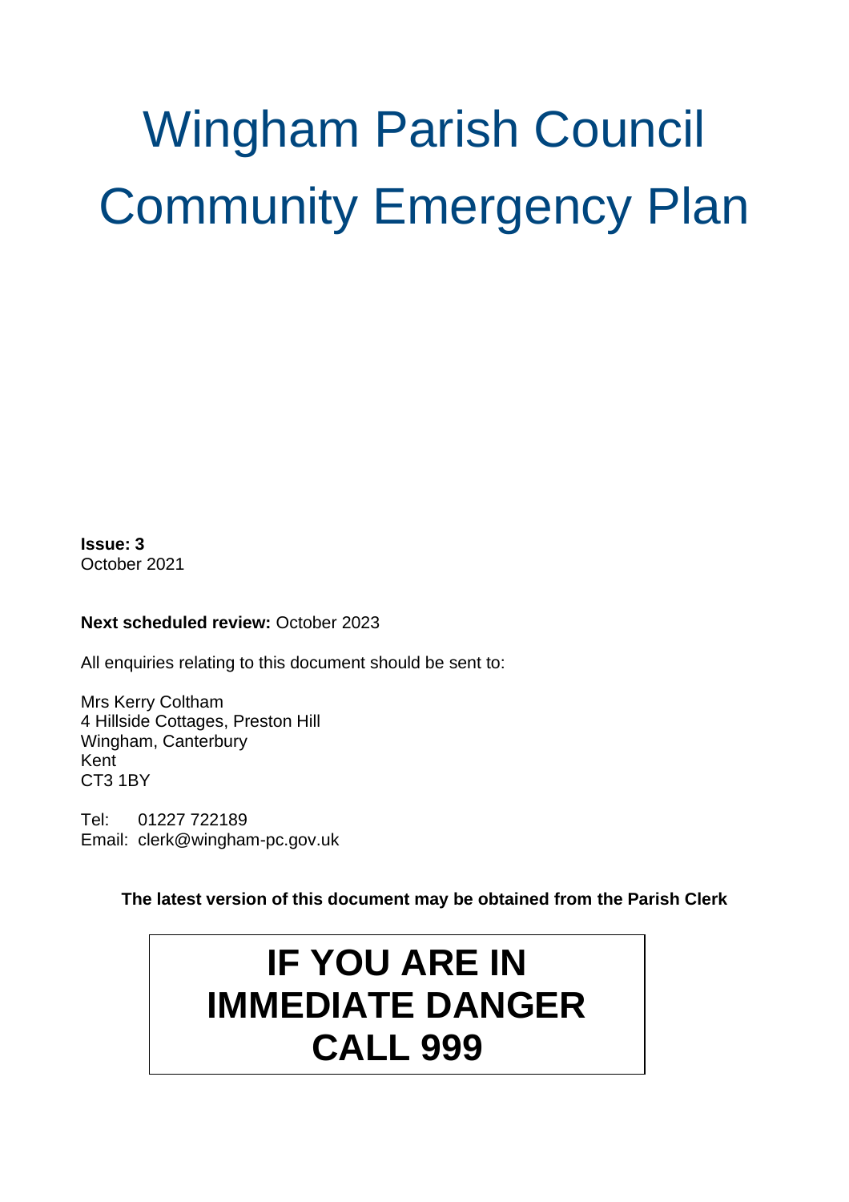# Wingham Parish Council Community Emergency Plan

**Issue: 3**
October 2021

**Next scheduled review:** October 2023

All enquiries relating to this document should be sent to:

Mrs Kerry Coltham
4 Hillside Cottages, Preston Hill
Wingham, Canterbury
Kent
CT3 1BY

Tel: 01227 722189
Email: clerk@wingham-pc.gov.uk

**The latest version of this document may be obtained from the Parish Clerk**

**IF YOU ARE IN IMMEDIATE DANGER CALL 999**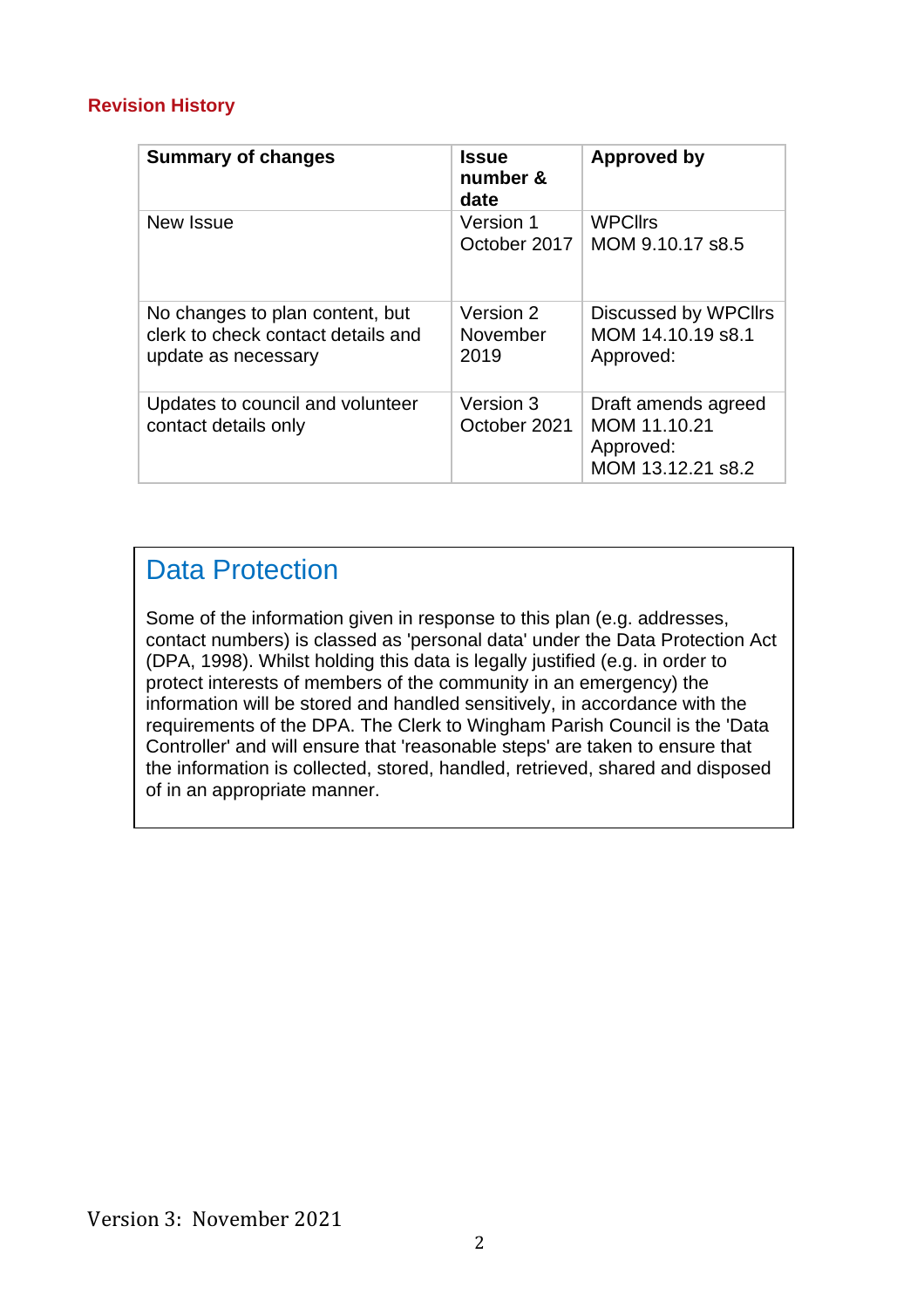## Revision History

| Summary of changes | Issue number & date | Approved by |
|---|---|---|
| New Issue | Version 1 October 2017 | WPCllrs MOM 9.10.17 s8.5 |
| No changes to plan content, but clerk to check contact details and update as necessary | Version 2 November 2019 | Discussed by WPCllrs MOM 14.10.19 s8.1 Approved: |
| Updates to council and volunteer contact details only | Version 3 October 2021 | Draft amends agreed MOM 11.10.21 Approved: MOM 13.12.21 s8.2 |

## Data Protection

Some of the information given in response to this plan (e.g. addresses, contact numbers) is classed as 'personal data' under the Data Protection Act (DPA, 1998). Whilst holding this data is legally justified (e.g. in order to protect interests of members of the community in an emergency) the information will be stored and handled sensitively, in accordance with the requirements of the DPA. The Clerk to Wingham Parish Council is the 'Data Controller' and will ensure that 'reasonable steps' are taken to ensure that the information is collected, stored, handled, retrieved, shared and disposed of in an appropriate manner.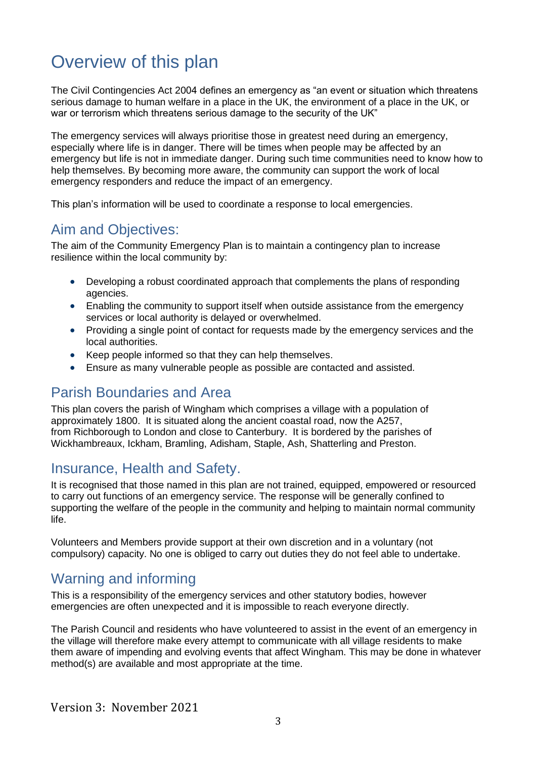# Overview of this plan

The Civil Contingencies Act 2004 defines an emergency as "an event or situation which threatens serious damage to human welfare in a place in the UK, the environment of a place in the UK, or war or terrorism which threatens serious damage to the security of the UK"

The emergency services will always prioritise those in greatest need during an emergency, especially where life is in danger. There will be times when people may be affected by an emergency but life is not in immediate danger. During such time communities need to know how to help themselves. By becoming more aware, the community can support the work of local emergency responders and reduce the impact of an emergency.

This plan's information will be used to coordinate a response to local emergencies.

## Aim and Objectives:

The aim of the Community Emergency Plan is to maintain a contingency plan to increase resilience within the local community by:

- Developing a robust coordinated approach that complements the plans of responding agencies.
- Enabling the community to support itself when outside assistance from the emergency services or local authority is delayed or overwhelmed.
- Providing a single point of contact for requests made by the emergency services and the local authorities.
- Keep people informed so that they can help themselves.
- Ensure as many vulnerable people as possible are contacted and assisted.

## Parish Boundaries and Area

This plan covers the parish of Wingham which comprises a village with a population of approximately 1800. It is situated along the ancient coastal road, now the A257, from Richborough to London and close to Canterbury. It is bordered by the parishes of Wickhambreaux, Ickham, Bramling, Adisham, Staple, Ash, Shatterling and Preston.

## Insurance, Health and Safety.

It is recognised that those named in this plan are not trained, equipped, empowered or resourced to carry out functions of an emergency service. The response will be generally confined to supporting the welfare of the people in the community and helping to maintain normal community life.

Volunteers and Members provide support at their own discretion and in a voluntary (not compulsory) capacity. No one is obliged to carry out duties they do not feel able to undertake.

## Warning and informing

This is a responsibility of the emergency services and other statutory bodies, however emergencies are often unexpected and it is impossible to reach everyone directly.

The Parish Council and residents who have volunteered to assist in the event of an emergency in the village will therefore make every attempt to communicate with all village residents to make them aware of impending and evolving events that affect Wingham. This may be done in whatever method(s) are available and most appropriate at the time.

Version 3: November 2021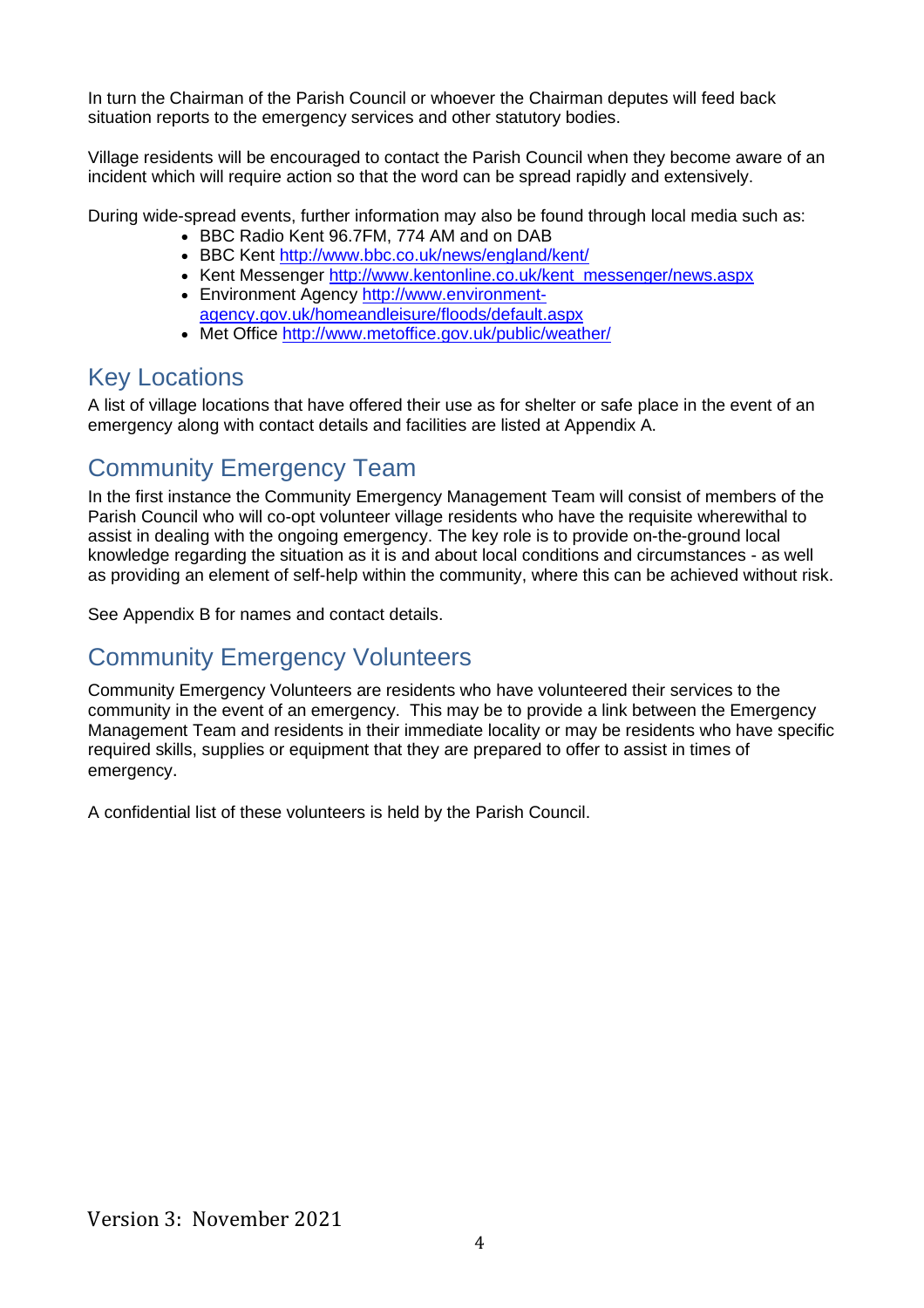In turn the Chairman of the Parish Council or whoever the Chairman deputes will feed back situation reports to the emergency services and other statutory bodies.

Village residents will be encouraged to contact the Parish Council when they become aware of an incident which will require action so that the word can be spread rapidly and extensively.

During wide-spread events, further information may also be found through local media such as:

- BBC Radio Kent 96.7FM, 774 AM and on DAB
- BBC Kent http://www.bbc.co.uk/news/england/kent/
- Kent Messenger http://www.kentonline.co.uk/kent_messenger/news.aspx
- Environment Agency http://www.environment-agency.gov.uk/homeandleisure/floods/default.aspx
- Met Office http://www.metoffice.gov.uk/public/weather/

## Key Locations

A list of village locations that have offered their use as for shelter or safe place in the event of an emergency along with contact details and facilities are listed at Appendix A.

## Community Emergency Team

In the first instance the Community Emergency Management Team will consist of members of the Parish Council who will co-opt volunteer village residents who have the requisite wherewithal to assist in dealing with the ongoing emergency. The key role is to provide on-the-ground local knowledge regarding the situation as it is and about local conditions and circumstances - as well as providing an element of self-help within the community, where this can be achieved without risk.

See Appendix B for names and contact details.

## Community Emergency Volunteers

Community Emergency Volunteers are residents who have volunteered their services to the community in the event of an emergency. This may be to provide a link between the Emergency Management Team and residents in their immediate locality or may be residents who have specific required skills, supplies or equipment that they are prepared to offer to assist in times of emergency.

A confidential list of these volunteers is held by the Parish Council.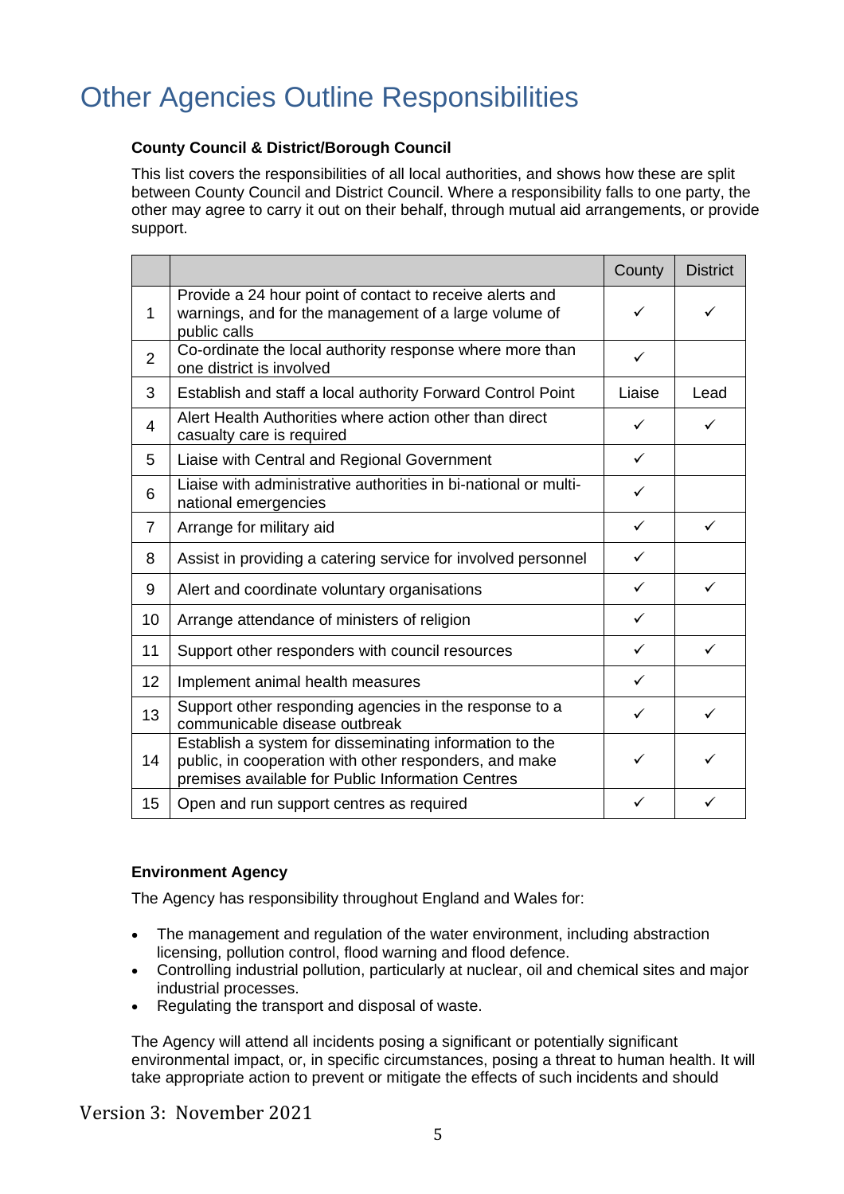# Other Agencies Outline Responsibilities

**County Council & District/Borough Council**

This list covers the responsibilities of all local authorities, and shows how these are split between County Council and District Council. Where a responsibility falls to one party, the other may agree to carry it out on their behalf, through mutual aid arrangements, or provide support.

| | | County | District |
|---|---|---|---|
| 1 | Provide a 24 hour point of contact to receive alerts and warnings, and for the management of a large volume of public calls | ✓ | ✓ |
| 2 | Co-ordinate the local authority response where more than one district is involved | ✓ | |
| 3 | Establish and staff a local authority Forward Control Point | Liaise | Lead |
| 4 | Alert Health Authorities where action other than direct casualty care is required | ✓ | ✓ |
| 5 | Liaise with Central and Regional Government | ✓ | |
| 6 | Liaise with administrative authorities in bi-national or multi-national emergencies | ✓ | |
| 7 | Arrange for military aid | ✓ | ✓ |
| 8 | Assist in providing a catering service for involved personnel | ✓ | |
| 9 | Alert and coordinate voluntary organisations | ✓ | ✓ |
| 10 | Arrange attendance of ministers of religion | ✓ | |
| 11 | Support other responders with council resources | ✓ | ✓ |
| 12 | Implement animal health measures | ✓ | |
| 13 | Support other responding agencies in the response to a communicable disease outbreak | ✓ | ✓ |
| 14 | Establish a system for disseminating information to the public, in cooperation with other responders, and make premises available for Public Information Centres | ✓ | ✓ |
| 15 | Open and run support centres as required | ✓ | ✓ |

**Environment Agency**

The Agency has responsibility throughout England and Wales for:

- The management and regulation of the water environment, including abstraction licensing, pollution control, flood warning and flood defence.
- Controlling industrial pollution, particularly at nuclear, oil and chemical sites and major industrial processes.
- Regulating the transport and disposal of waste.

The Agency will attend all incidents posing a significant or potentially significant environmental impact, or, in specific circumstances, posing a threat to human health. It will take appropriate action to prevent or mitigate the effects of such incidents and should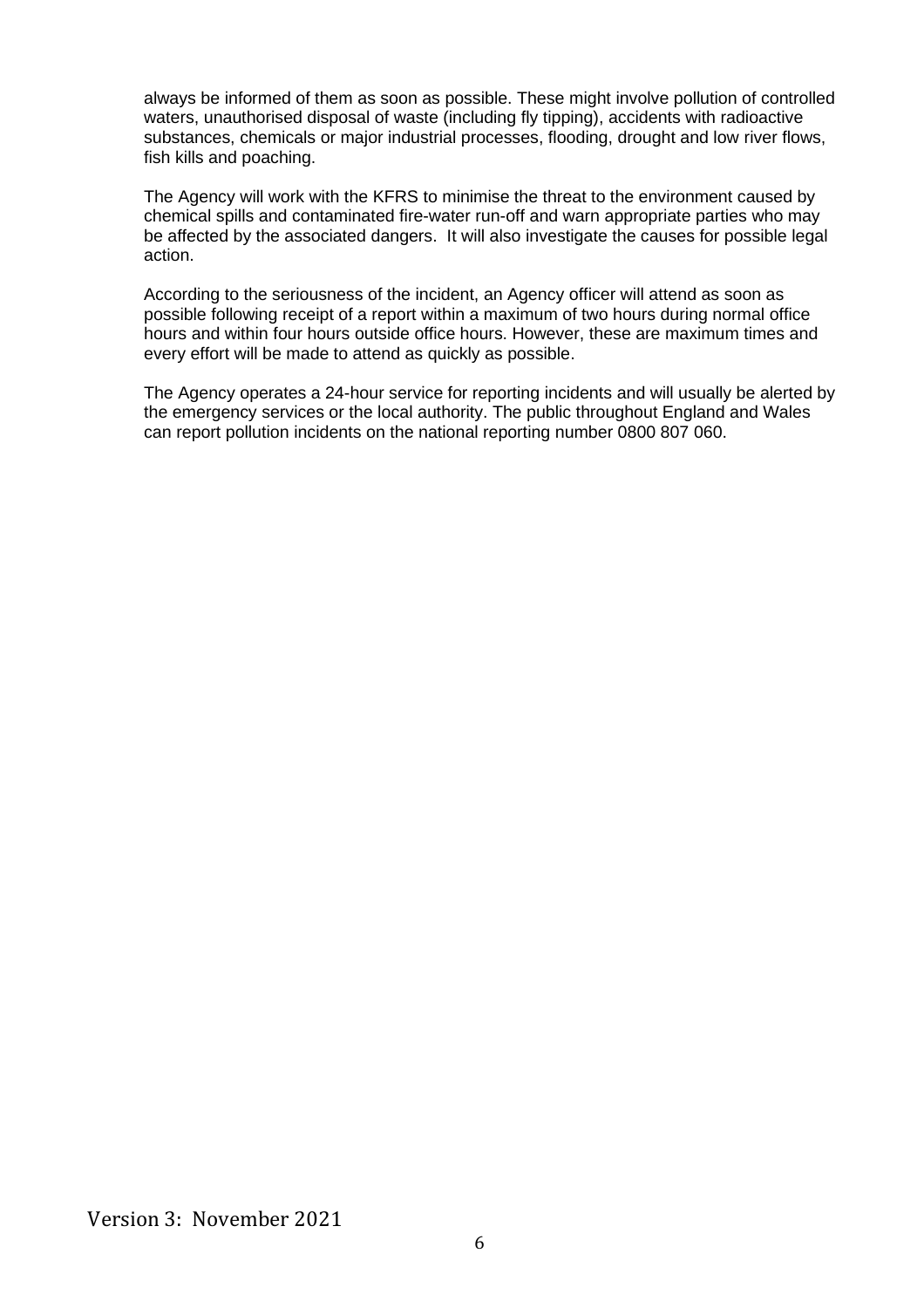always be informed of them as soon as possible. These might involve pollution of controlled waters, unauthorised disposal of waste (including fly tipping), accidents with radioactive substances, chemicals or major industrial processes, flooding, drought and low river flows, fish kills and poaching.

The Agency will work with the KFRS to minimise the threat to the environment caused by chemical spills and contaminated fire-water run-off and warn appropriate parties who may be affected by the associated dangers. It will also investigate the causes for possible legal action.

According to the seriousness of the incident, an Agency officer will attend as soon as possible following receipt of a report within a maximum of two hours during normal office hours and within four hours outside office hours. However, these are maximum times and every effort will be made to attend as quickly as possible.

The Agency operates a 24-hour service for reporting incidents and will usually be alerted by the emergency services or the local authority. The public throughout England and Wales can report pollution incidents on the national reporting number 0800 807 060.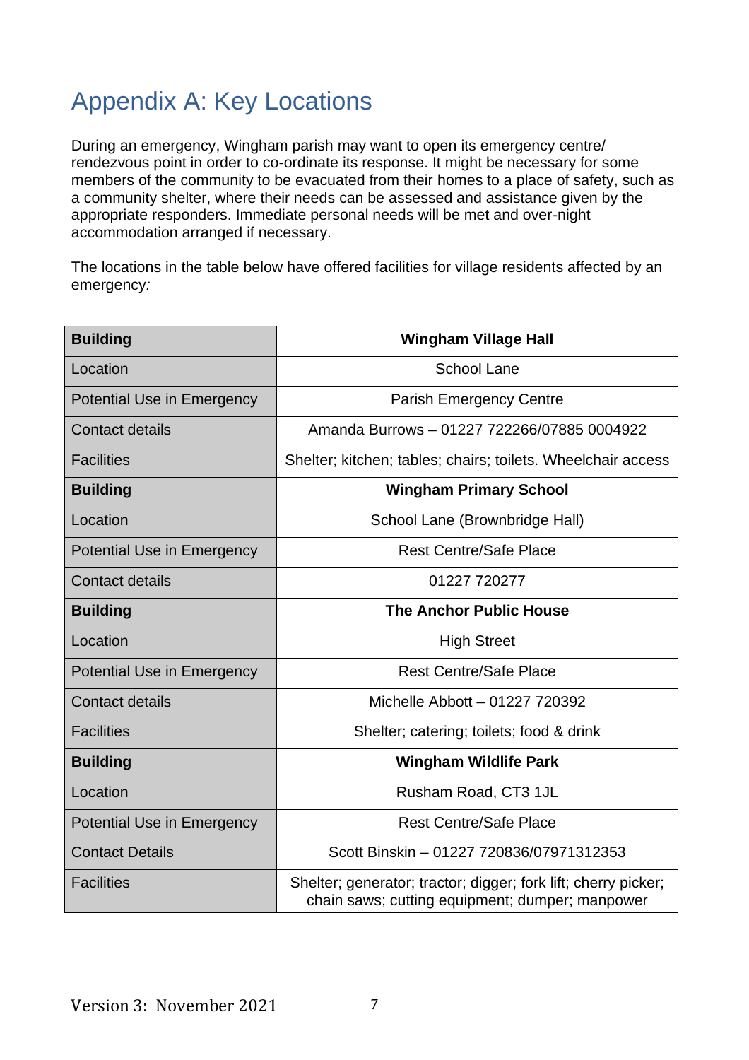# Appendix A: Key Locations

During an emergency, Wingham parish may want to open its emergency centre/ rendezvous point in order to co-ordinate its response. It might be necessary for some members of the community to be evacuated from their homes to a place of safety, such as a community shelter, where their needs can be assessed and assistance given by the appropriate responders. Immediate personal needs will be met and over-night accommodation arranged if necessary.

The locations in the table below have offered facilities for village residents affected by an emergency*:*

| **Building** | **Wingham Village Hall** |
|---|---|
| Location | School Lane |
| Potential Use in Emergency | Parish Emergency Centre |
| Contact details | Amanda Burrows – 01227 722266/07885 0004922 |
| Facilities | Shelter; kitchen; tables; chairs; toilets. Wheelchair access |
| **Building** | **Wingham Primary School** |
| Location | School Lane (Brownbridge Hall) |
| Potential Use in Emergency | Rest Centre/Safe Place |
| Contact details | 01227 720277 |
| **Building** | **The Anchor Public House** |
| Location | High Street |
| Potential Use in Emergency | Rest Centre/Safe Place |
| Contact details | Michelle Abbott – 01227 720392 |
| Facilities | Shelter; catering; toilets; food & drink |
| **Building** | **Wingham Wildlife Park** |
| Location | Rusham Road, CT3 1JL |
| Potential Use in Emergency | Rest Centre/Safe Place |
| Contact Details | Scott Binskin – 01227 720836/07971312353 |
| Facilities | Shelter; generator; tractor; digger; fork lift; cherry picker; chain saws; cutting equipment; dumper; manpower |

Version 3: November 2021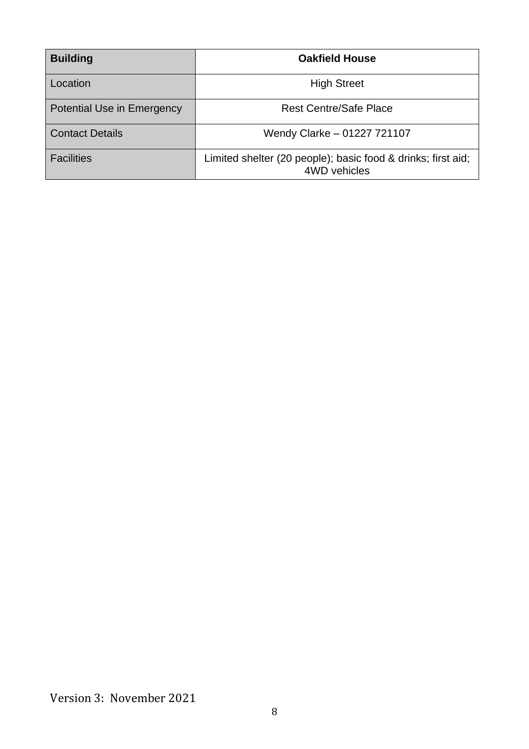| **Building** | **Oakfield House** |
|---|---|
| Location | High Street |
| Potential Use in Emergency | Rest Centre/Safe Place |
| Contact Details | Wendy Clarke – 01227 721107 |
| Facilities | Limited shelter (20 people); basic food & drinks; first aid; 4WD vehicles |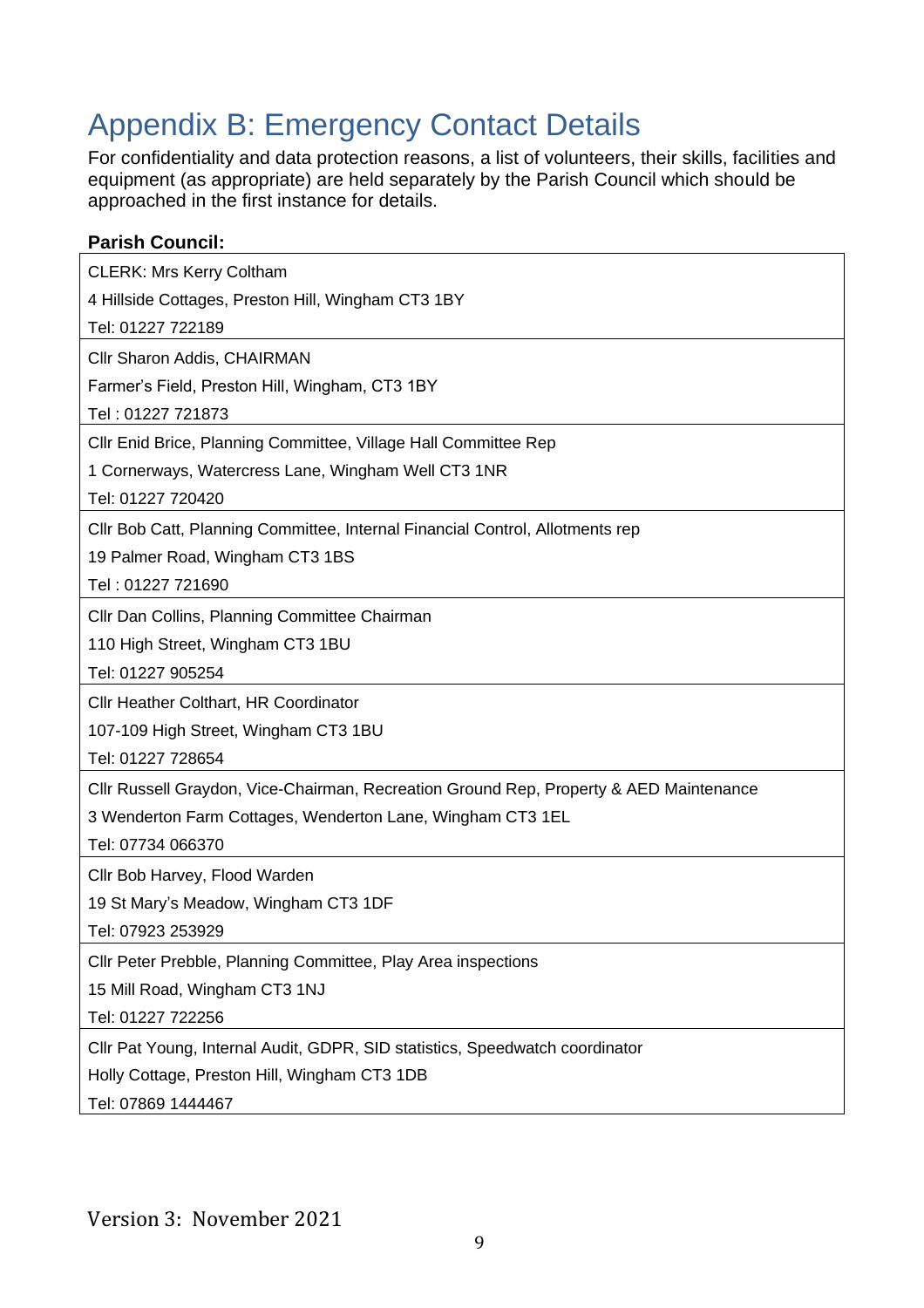# Appendix B: Emergency Contact Details

For confidentiality and data protection reasons, a list of volunteers, their skills, facilities and equipment (as appropriate) are held separately by the Parish Council which should be approached in the first instance for details.

**Parish Council:**

| |
|---|
| CLERK: Mrs Kerry Coltham<br>4 Hillside Cottages, Preston Hill, Wingham CT3 1BY<br>Tel: 01227 722189 |
| Cllr Sharon Addis, CHAIRMAN<br>Farmer's Field, Preston Hill, Wingham, CT3 1BY<br>Tel : 01227 721873 |
| Cllr Enid Brice, Planning Committee, Village Hall Committee Rep<br>1 Cornerways, Watercress Lane, Wingham Well CT3 1NR<br>Tel: 01227 720420 |
| Cllr Bob Catt, Planning Committee, Internal Financial Control, Allotments rep<br>19 Palmer Road, Wingham CT3 1BS<br>Tel : 01227 721690 |
| Cllr Dan Collins, Planning Committee Chairman<br>110 High Street, Wingham CT3 1BU<br>Tel: 01227 905254 |
| Cllr Heather Colthart, HR Coordinator<br>107-109 High Street, Wingham CT3 1BU<br>Tel: 01227 728654 |
| Cllr Russell Graydon, Vice-Chairman, Recreation Ground Rep, Property & AED Maintenance<br>3 Wenderton Farm Cottages, Wenderton Lane, Wingham CT3 1EL<br>Tel: 07734 066370 |
| Cllr Bob Harvey, Flood Warden<br>19 St Mary's Meadow, Wingham CT3 1DF<br>Tel: 07923 253929 |
| Cllr Peter Prebble, Planning Committee, Play Area inspections<br>15 Mill Road, Wingham CT3 1NJ<br>Tel: 01227 722256 |
| Cllr Pat Young, Internal Audit, GDPR, SID statistics, Speedwatch coordinator<br>Holly Cottage, Preston Hill, Wingham CT3 1DB<br>Tel: 07869 1444467 |

Version 3: November 2021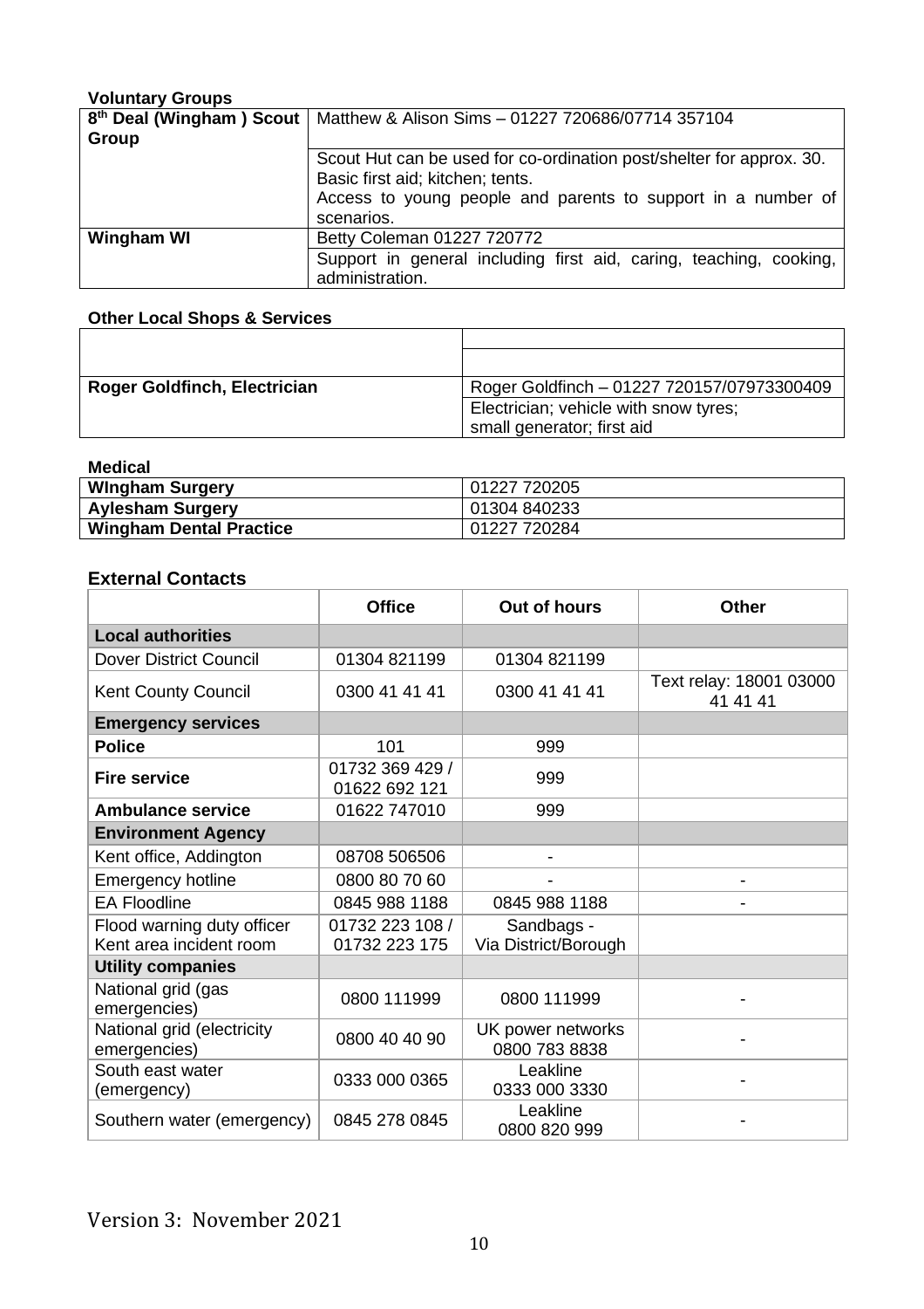**Voluntary Groups**

| | |
|---|---|
| **8th Deal (Wingham ) Scout Group** | Matthew & Alison Sims – 01227 720686/07714 357104 |
| | Scout Hut can be used for co-ordination post/shelter for approx. 30. Basic first aid; kitchen; tents. Access to young people and parents to support in a number of scenarios. |
| **Wingham WI** | Betty Coleman 01227 720772 |
| | Support in general including first aid, caring, teaching, cooking, administration. |

**Other Local Shops & Services**

| | |
|---|---|
| | |
| | |
| **Roger Goldfinch, Electrician** | Roger Goldfinch – 01227 720157/07973300409 |
| | Electrician; vehicle with snow tyres; small generator; first aid |

**Medical**

| | |
|---|---|
| **WIngham Surgery** | 01227 720205 |
| **Aylesham Surgery** | 01304 840233 |
| **Wingham Dental Practice** | 01227 720284 |

**External Contacts**

| | Office | Out of hours | Other |
|---|---|---|---|
| **Local authorities** | | | |
| Dover District Council | 01304 821199 | 01304 821199 | |
| Kent County Council | 0300 41 41 41 | 0300 41 41 41 | Text relay: 18001 03000 41 41 41 |
| **Emergency services** | | | |
| **Police** | 101 | 999 | |
| **Fire service** | 01732 369 429 / 01622 692 121 | 999 | |
| **Ambulance service** | 01622 747010 | 999 | |
| **Environment Agency** | | | |
| Kent office, Addington | 08708 506506 | - | |
| Emergency hotline | 0800 80 70 60 | - | - |
| EA Floodline | 0845 988 1188 | 0845 988 1188 | - |
| Flood warning duty officer Kent area incident room | 01732 223 108 / 01732 223 175 | Sandbags - Via District/Borough | |
| **Utility companies** | | | |
| National grid (gas emergencies) | 0800 111999 | 0800 111999 | - |
| National grid (electricity emergencies) | 0800 40 40 90 | UK power networks 0800 783 8838 | - |
| South east water (emergency) | 0333 000 0365 | Leakline 0333 000 3330 | - |
| Southern water (emergency) | 0845 278 0845 | Leakline 0800 820 999 | - |

Version 3: November 2021